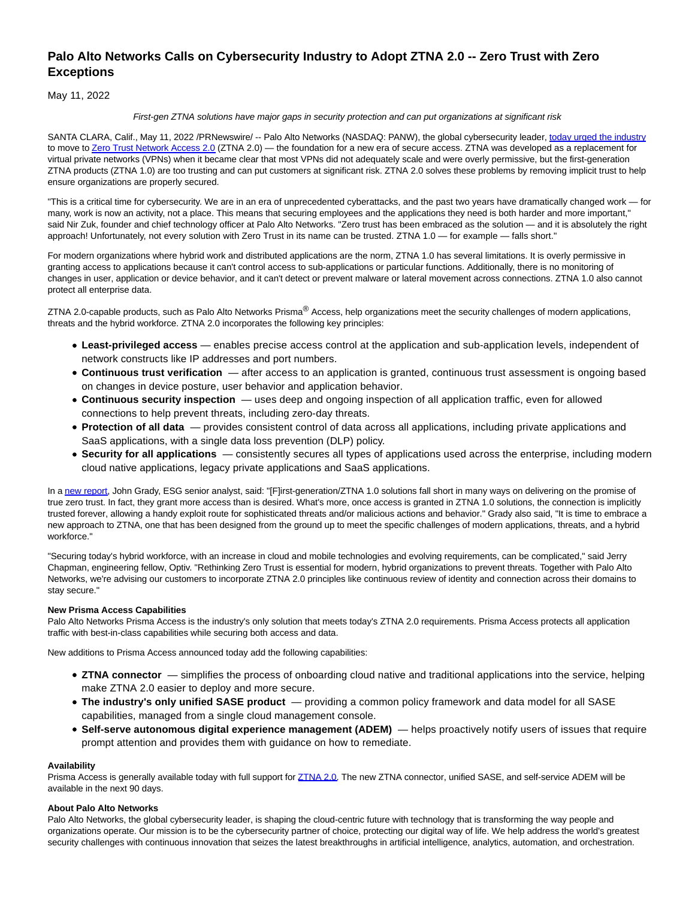# Palo Alto Networks Calls on Cybersecurity Industry to Adopt ZTNA 2.0 -- Zero Trust with Zero Exceptions

May 11, 2022

*First-gen ZTNA solutions have major gaps in security protection and can put organizations at significant risk*

SANTA CLARA, Calif., May 11, 2022 /PRNewswire/ -- Palo Alto Networks (NASDAQ: PANW), the global cybersecurity leader, today urged the industry to move to Zero Trust Network Access 2.0 (ZTNA 2.0) — the foundation for a new era of secure access. ZTNA was developed as a replacement for virtual private networks (VPNs) when it became clear that most VPNs did not adequately scale and were overly permissive, but the first-generation ZTNA products (ZTNA 1.0) are too trusting and can put customers at significant risk. ZTNA 2.0 solves these problems by removing implicit trust to help ensure organizations are properly secured.

"This is a critical time for cybersecurity. We are in an era of unprecedented cyberattacks, and the past two years have dramatically changed work — for many, work is now an activity, not a place. This means that securing employees and the applications they need is both harder and more important," said Nir Zuk, founder and chief technology officer at Palo Alto Networks. "Zero trust has been embraced as the solution — and it is absolutely the right approach! Unfortunately, not every solution with Zero Trust in its name can be trusted. ZTNA 1.0 — for example — falls short."

For modern organizations where hybrid work and distributed applications are the norm, ZTNA 1.0 has several limitations. It is overly permissive in granting access to applications because it can't control access to sub-applications or particular functions. Additionally, there is no monitoring of changes in user, application or device behavior, and it can't detect or prevent malware or lateral movement across connections. ZTNA 1.0 also cannot protect all enterprise data.

ZTNA 2.0-capable products, such as Palo Alto Networks Prisma® Access, help organizations meet the security challenges of modern applications, threats and the hybrid workforce. ZTNA 2.0 incorporates the following key principles:

- **Least-privileged access** — enables precise access control at the application and sub-application levels, independent of network constructs like IP addresses and port numbers.
- **Continuous trust verification** — after access to an application is granted, continuous trust assessment is ongoing based on changes in device posture, user behavior and application behavior.
- **Continuous security inspection** — uses deep and ongoing inspection of all application traffic, even for allowed connections to help prevent threats, including zero-day threats.
- **Protection of all data** — provides consistent control of data across all applications, including private applications and SaaS applications, with a single data loss prevention (DLP) policy.
- **Security for all applications** — consistently secures all types of applications used across the enterprise, including modern cloud native applications, legacy private applications and SaaS applications.

In a new report, John Grady, ESG senior analyst, said: "[F]irst-generation/ZTNA 1.0 solutions fall short in many ways on delivering on the promise of true zero trust. In fact, they grant more access than is desired. What's more, once access is granted in ZTNA 1.0 solutions, the connection is implicitly trusted forever, allowing a handy exploit route for sophisticated threats and/or malicious actions and behavior." Grady also said, "It is time to embrace a new approach to ZTNA, one that has been designed from the ground up to meet the specific challenges of modern applications, threats, and a hybrid workforce."

"Securing today's hybrid workforce, with an increase in cloud and mobile technologies and evolving requirements, can be complicated," said Jerry Chapman, engineering fellow, Optiv. "Rethinking Zero Trust is essential for modern, hybrid organizations to prevent threats. Together with Palo Alto Networks, we're advising our customers to incorporate ZTNA 2.0 principles like continuous review of identity and connection across their domains to stay secure."

**New Prisma Access Capabilities**

Palo Alto Networks Prisma Access is the industry's only solution that meets today's ZTNA 2.0 requirements. Prisma Access protects all application traffic with best-in-class capabilities while securing both access and data.

New additions to Prisma Access announced today add the following capabilities:

- **ZTNA connector** — simplifies the process of onboarding cloud native and traditional applications into the service, helping make ZTNA 2.0 easier to deploy and more secure.
- **The industry's only unified SASE product** — providing a common policy framework and data model for all SASE capabilities, managed from a single cloud management console.
- **Self-serve autonomous digital experience management (ADEM)** — helps proactively notify users of issues that require prompt attention and provides them with guidance on how to remediate.

**Availability**

Prisma Access is generally available today with full support for ZTNA 2.0. The new ZTNA connector, unified SASE, and self-service ADEM will be available in the next 90 days.

**About Palo Alto Networks**

Palo Alto Networks, the global cybersecurity leader, is shaping the cloud-centric future with technology that is transforming the way people and organizations operate. Our mission is to be the cybersecurity partner of choice, protecting our digital way of life. We help address the world's greatest security challenges with continuous innovation that seizes the latest breakthroughs in artificial intelligence, analytics, automation, and orchestration.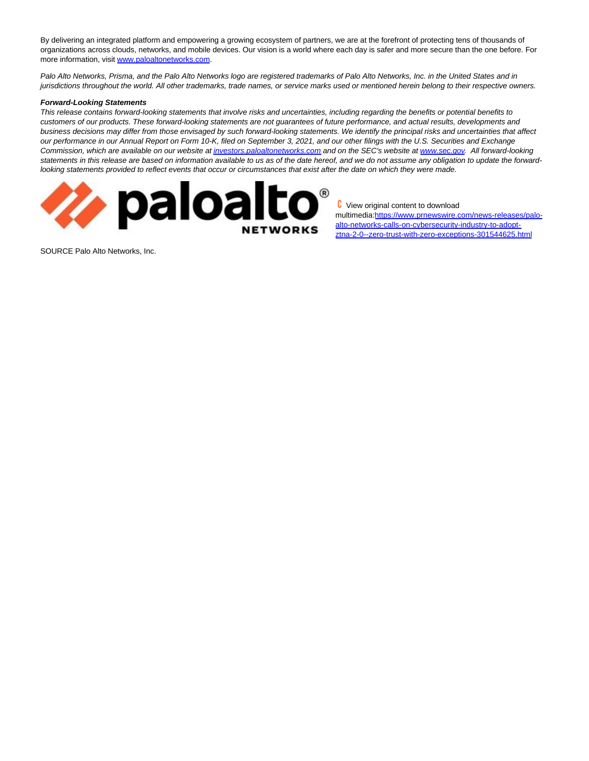By delivering an integrated platform and empowering a growing ecosystem of partners, we are at the forefront of protecting tens of thousands of organizations across clouds, networks, and mobile devices. Our vision is a world where each day is safer and more secure than the one before. For more information, visit [www.paloaltonetworks.com](www.paloaltonetworks.com).

*Palo Alto Networks, Prisma, and the Palo Alto Networks logo are registered trademarks of Palo Alto Networks, Inc. in the United States and in jurisdictions throughout the world. All other trademarks, trade names, or service marks used or mentioned herein belong to their respective owners.*

***Forward-Looking Statements***

*This release contains forward-looking statements that involve risks and uncertainties, including regarding the benefits or potential benefits to customers of our products. These forward-looking statements are not guarantees of future performance, and actual results, developments and business decisions may differ from those envisaged by such forward-looking statements. We identify the principal risks and uncertainties that affect our performance in our Annual Report on Form 10-K, filed on September 3, 2021, and our other filings with the U.S. Securities and Exchange Commission, which are available on our website at [investors.paloaltonetworks.com](investors.paloaltonetworks.com) and on the SEC's website at [www.sec.gov](www.sec.gov). All forward-looking statements in this release are based on information available to us as of the date hereof, and we do not assume any obligation to update the forward-looking statements provided to reflect events that occur or circumstances that exist after the date on which they were made.*

View original content to download multimedia:[https://www.prnewswire.com/news-releases/palo-alto-networks-calls-on-cybersecurity-industry-to-adopt-ztna-2-0--zero-trust-with-zero-exceptions-301544625.html](https://www.prnewswire.com/news-releases/palo-alto-networks-calls-on-cybersecurity-industry-to-adopt-ztna-2-0--zero-trust-with-zero-exceptions-301544625.html)

SOURCE Palo Alto Networks, Inc.